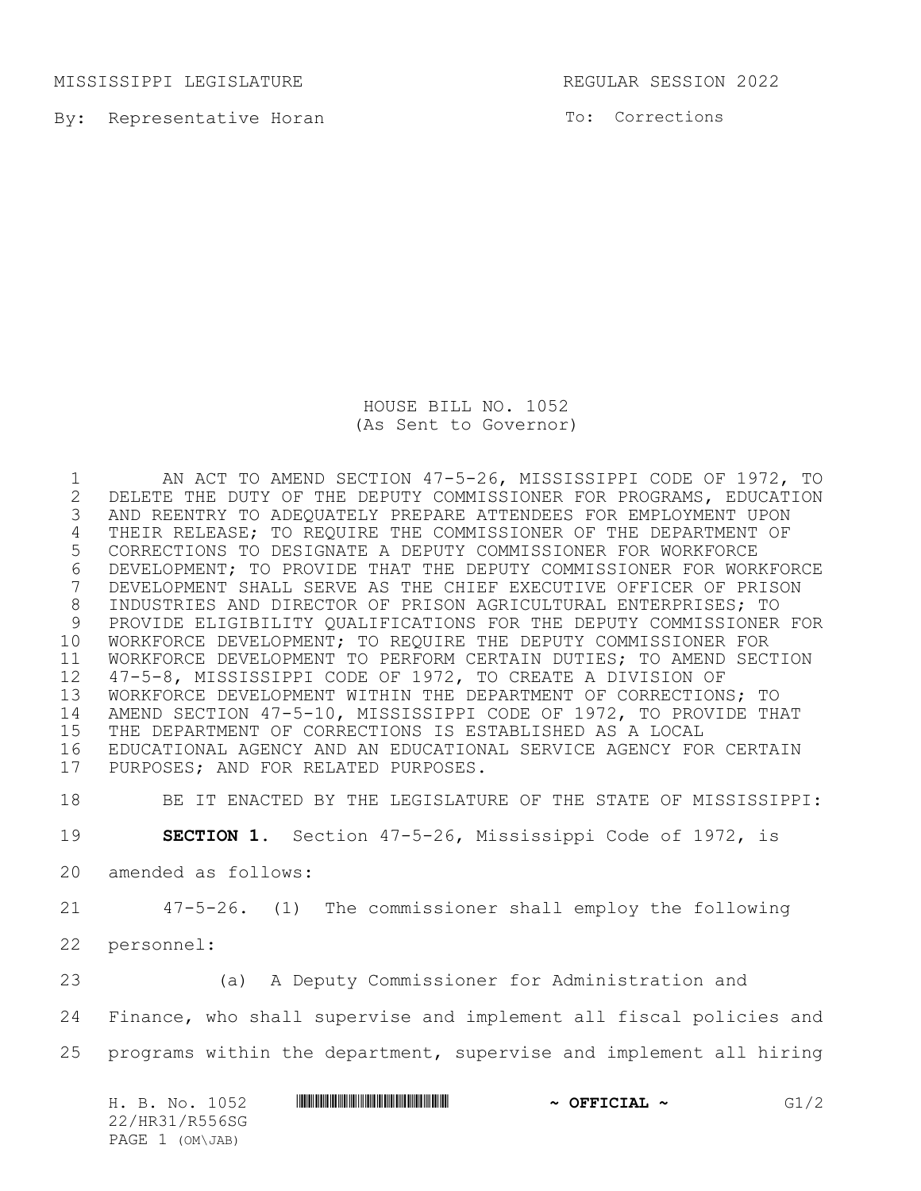MISSISSIPPI LEGISLATURE REGULAR SESSION 2022

By: Representative Horan

To: Corrections

HOUSE BILL NO. 1052
(As Sent to Governor)

AN ACT TO AMEND SECTION 47-5-26, MISSISSIPPI CODE OF 1972, TO DELETE THE DUTY OF THE DEPUTY COMMISSIONER FOR PROGRAMS, EDUCATION AND REENTRY TO ADEQUATELY PREPARE ATTENDEES FOR EMPLOYMENT UPON THEIR RELEASE; TO REQUIRE THE COMMISSIONER OF THE DEPARTMENT OF CORRECTIONS TO DESIGNATE A DEPUTY COMMISSIONER FOR WORKFORCE DEVELOPMENT; TO PROVIDE THAT THE DEPUTY COMMISSIONER FOR WORKFORCE DEVELOPMENT SHALL SERVE AS THE CHIEF EXECUTIVE OFFICER OF PRISON INDUSTRIES AND DIRECTOR OF PRISON AGRICULTURAL ENTERPRISES; TO PROVIDE ELIGIBILITY QUALIFICATIONS FOR THE DEPUTY COMMISSIONER FOR WORKFORCE DEVELOPMENT; TO REQUIRE THE DEPUTY COMMISSIONER FOR WORKFORCE DEVELOPMENT TO PERFORM CERTAIN DUTIES; TO AMEND SECTION 47-5-8, MISSISSIPPI CODE OF 1972, TO CREATE A DIVISION OF WORKFORCE DEVELOPMENT WITHIN THE DEPARTMENT OF CORRECTIONS; TO AMEND SECTION 47-5-10, MISSISSIPPI CODE OF 1972, TO PROVIDE THAT THE DEPARTMENT OF CORRECTIONS IS ESTABLISHED AS A LOCAL EDUCATIONAL AGENCY AND AN EDUCATIONAL SERVICE AGENCY FOR CERTAIN PURPOSES; AND FOR RELATED PURPOSES.

BE IT ENACTED BY THE LEGISLATURE OF THE STATE OF MISSISSIPPI:

**SECTION 1.** Section 47-5-26, Mississippi Code of 1972, is amended as follows:

47-5-26. (1) The commissioner shall employ the following personnel:

(a) A Deputy Commissioner for Administration and Finance, who shall supervise and implement all fiscal policies and programs within the department, supervise and implement all hiring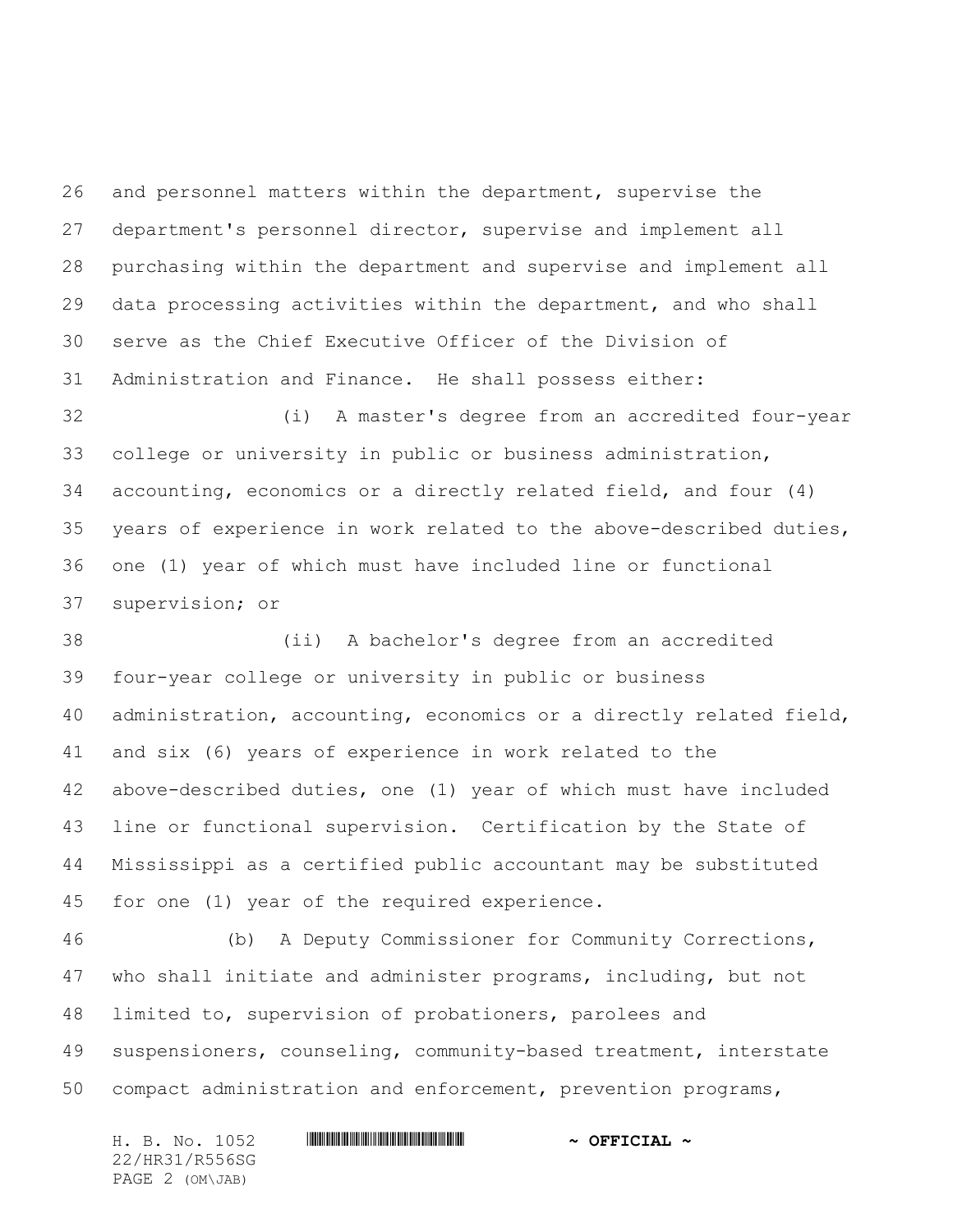and personnel matters within the department, supervise the department's personnel director, supervise and implement all purchasing within the department and supervise and implement all data processing activities within the department, and who shall serve as the Chief Executive Officer of the Division of Administration and Finance. He shall possess either:

(i) A master's degree from an accredited four-year college or university in public or business administration, accounting, economics or a directly related field, and four (4) years of experience in work related to the above-described duties, one (1) year of which must have included line or functional supervision; or

(ii) A bachelor's degree from an accredited four-year college or university in public or business administration, accounting, economics or a directly related field, and six (6) years of experience in work related to the above-described duties, one (1) year of which must have included line or functional supervision. Certification by the State of Mississippi as a certified public accountant may be substituted for one (1) year of the required experience.

(b) A Deputy Commissioner for Community Corrections, who shall initiate and administer programs, including, but not limited to, supervision of probationers, parolees and suspensioners, counseling, community-based treatment, interstate compact administration and enforcement, prevention programs,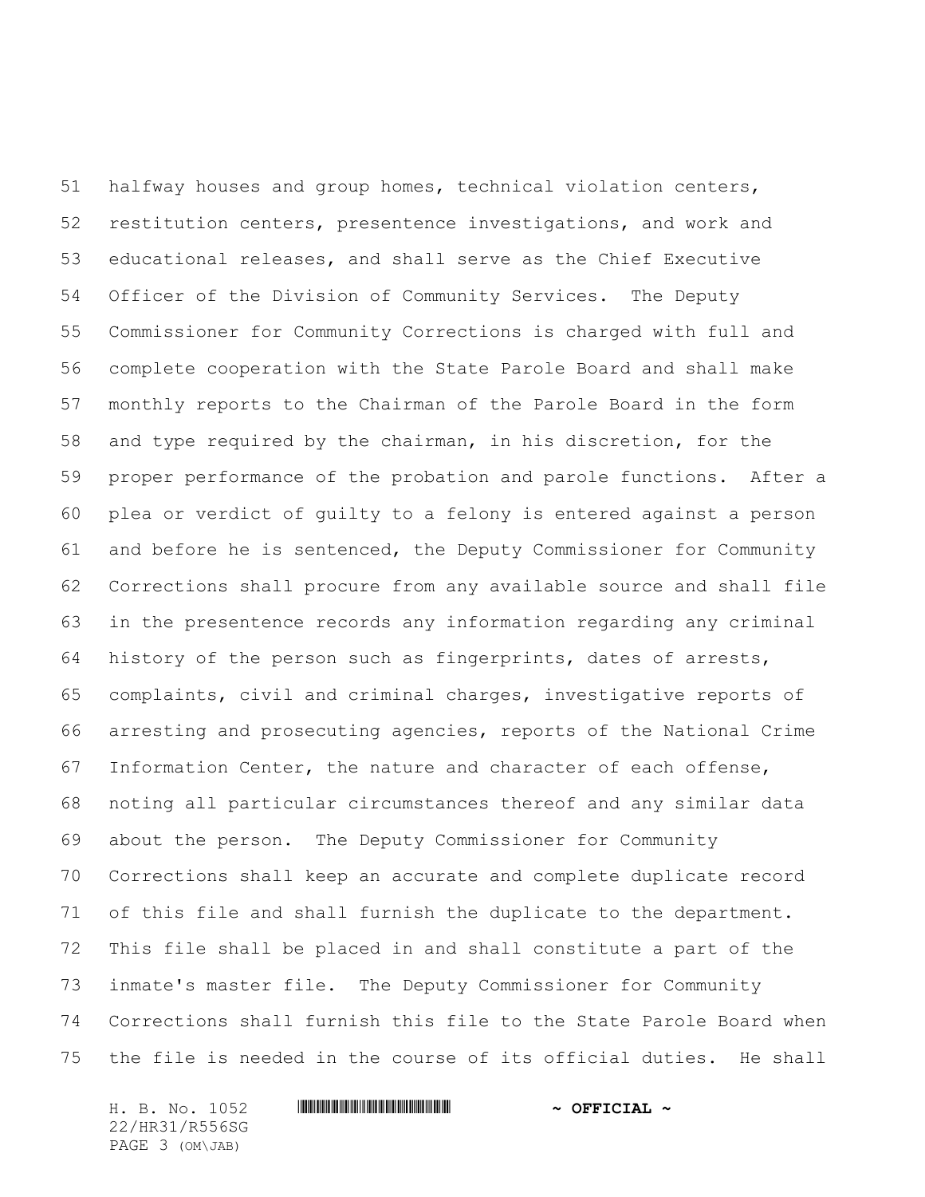halfway houses and group homes, technical violation centers, restitution centers, presentence investigations, and work and educational releases, and shall serve as the Chief Executive Officer of the Division of Community Services. The Deputy Commissioner for Community Corrections is charged with full and complete cooperation with the State Parole Board and shall make monthly reports to the Chairman of the Parole Board in the form and type required by the chairman, in his discretion, for the proper performance of the probation and parole functions. After a plea or verdict of guilty to a felony is entered against a person and before he is sentenced, the Deputy Commissioner for Community Corrections shall procure from any available source and shall file in the presentence records any information regarding any criminal history of the person such as fingerprints, dates of arrests, complaints, civil and criminal charges, investigative reports of arresting and prosecuting agencies, reports of the National Crime Information Center, the nature and character of each offense, noting all particular circumstances thereof and any similar data about the person. The Deputy Commissioner for Community Corrections shall keep an accurate and complete duplicate record of this file and shall furnish the duplicate to the department. This file shall be placed in and shall constitute a part of the inmate's master file. The Deputy Commissioner for Community Corrections shall furnish this file to the State Parole Board when the file is needed in the course of its official duties. He shall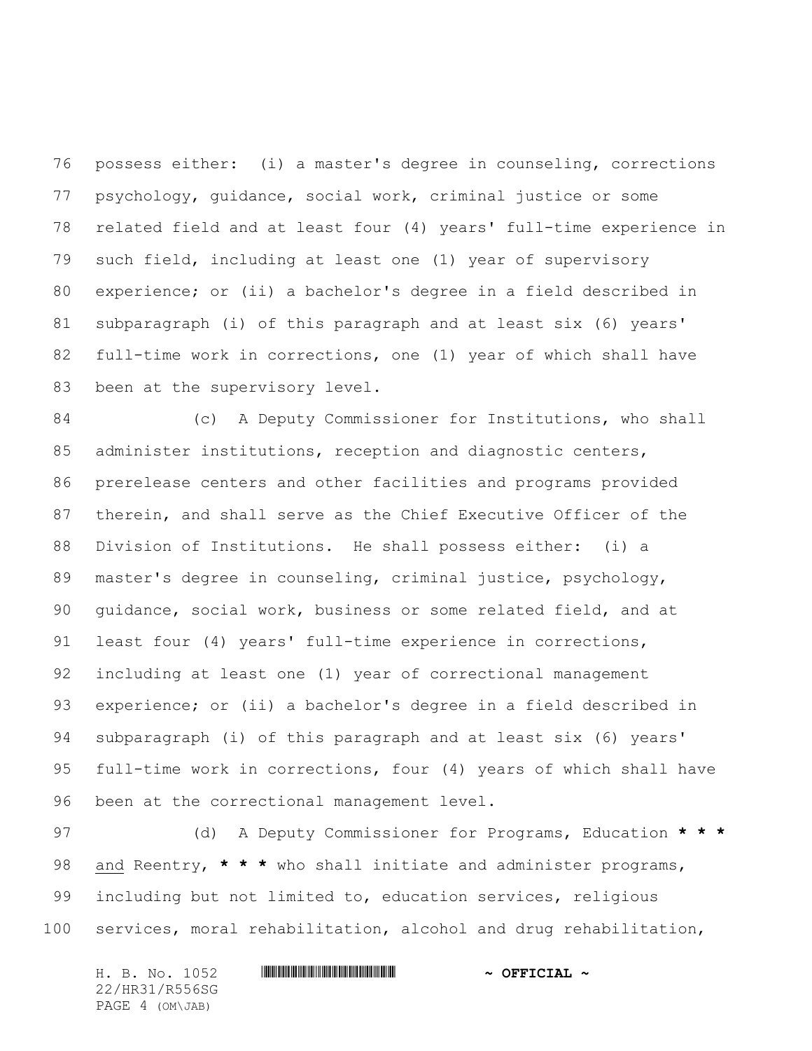possess either: (i) a master's degree in counseling, corrections psychology, guidance, social work, criminal justice or some related field and at least four (4) years' full-time experience in such field, including at least one (1) year of supervisory experience; or (ii) a bachelor's degree in a field described in subparagraph (i) of this paragraph and at least six (6) years' full-time work in corrections, one (1) year of which shall have been at the supervisory level.

(c) A Deputy Commissioner for Institutions, who shall administer institutions, reception and diagnostic centers, prerelease centers and other facilities and programs provided therein, and shall serve as the Chief Executive Officer of the Division of Institutions. He shall possess either: (i) a master's degree in counseling, criminal justice, psychology, guidance, social work, business or some related field, and at least four (4) years' full-time experience in corrections, including at least one (1) year of correctional management experience; or (ii) a bachelor's degree in a field described in subparagraph (i) of this paragraph and at least six (6) years' full-time work in corrections, four (4) years of which shall have been at the correctional management level.

(d) A Deputy Commissioner for Programs, Education **\* \* \*** <u>and</u> Reentry, **\* \* \*** who shall initiate and administer programs, including but not limited to, education services, religious services, moral rehabilitation, alcohol and drug rehabilitation,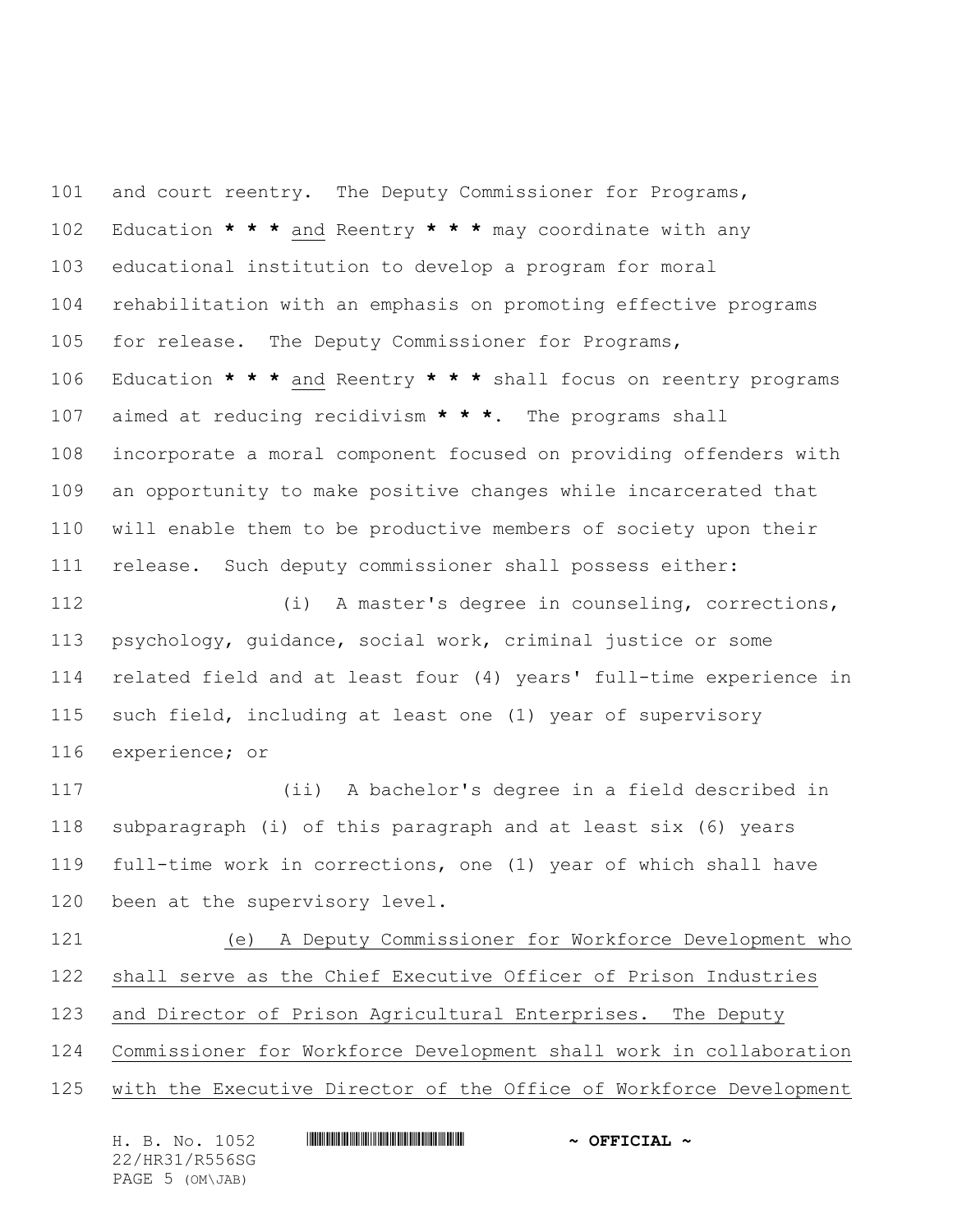and court reentry. The Deputy Commissioner for Programs, Education * * * <u>and</u> Reentry * * * may coordinate with any educational institution to develop a program for moral rehabilitation with an emphasis on promoting effective programs for release. The Deputy Commissioner for Programs, Education * * * <u>and</u> Reentry * * * shall focus on reentry programs aimed at reducing recidivism * * *. The programs shall incorporate a moral component focused on providing offenders with an opportunity to make positive changes while incarcerated that will enable them to be productive members of society upon their release. Such deputy commissioner shall possess either:

(i) A master's degree in counseling, corrections, psychology, guidance, social work, criminal justice or some related field and at least four (4) years' full-time experience in such field, including at least one (1) year of supervisory experience; or

(ii) A bachelor's degree in a field described in subparagraph (i) of this paragraph and at least six (6) years full-time work in corrections, one (1) year of which shall have been at the supervisory level.

<u>(e) A Deputy Commissioner for Workforce Development who shall serve as the Chief Executive Officer of Prison Industries and Director of Prison Agricultural Enterprises. The Deputy Commissioner for Workforce Development shall work in collaboration with the Executive Director of the Office of Workforce Development</u>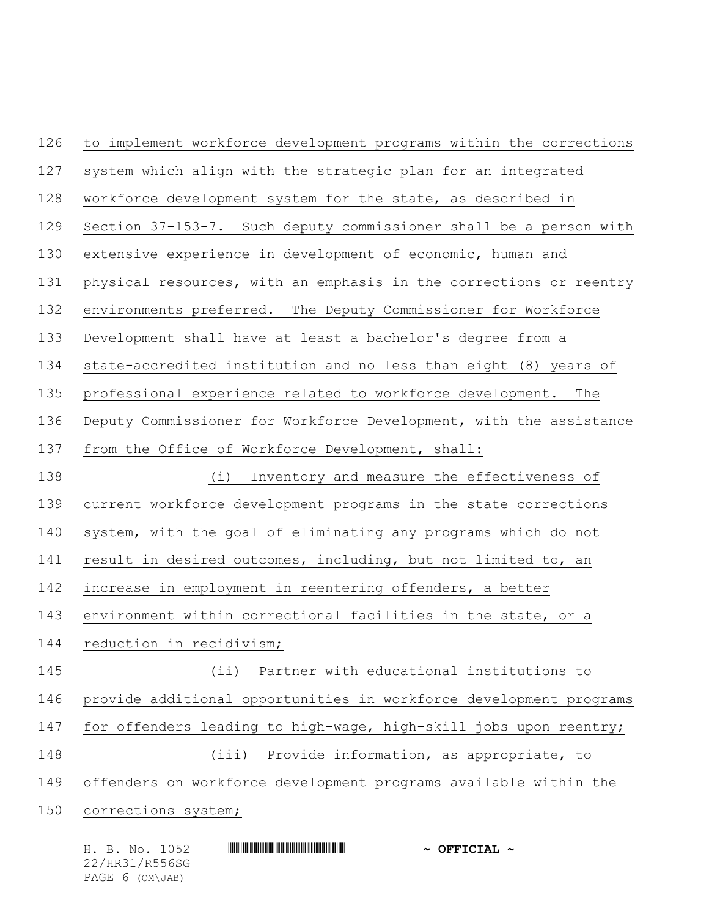to implement workforce development programs within the corrections system which align with the strategic plan for an integrated workforce development system for the state, as described in Section 37-153-7. Such deputy commissioner shall be a person with extensive experience in development of economic, human and physical resources, with an emphasis in the corrections or reentry environments preferred. The Deputy Commissioner for Workforce Development shall have at least a bachelor's degree from a state-accredited institution and no less than eight (8) years of professional experience related to workforce development. The Deputy Commissioner for Workforce Development, with the assistance from the Office of Workforce Development, shall:

(i) Inventory and measure the effectiveness of current workforce development programs in the state corrections system, with the goal of eliminating any programs which do not result in desired outcomes, including, but not limited to, an increase in employment in reentering offenders, a better environment within correctional facilities in the state, or a reduction in recidivism;

(ii) Partner with educational institutions to provide additional opportunities in workforce development programs for offenders leading to high-wage, high-skill jobs upon reentry;

(iii) Provide information, as appropriate, to offenders on workforce development programs available within the corrections system;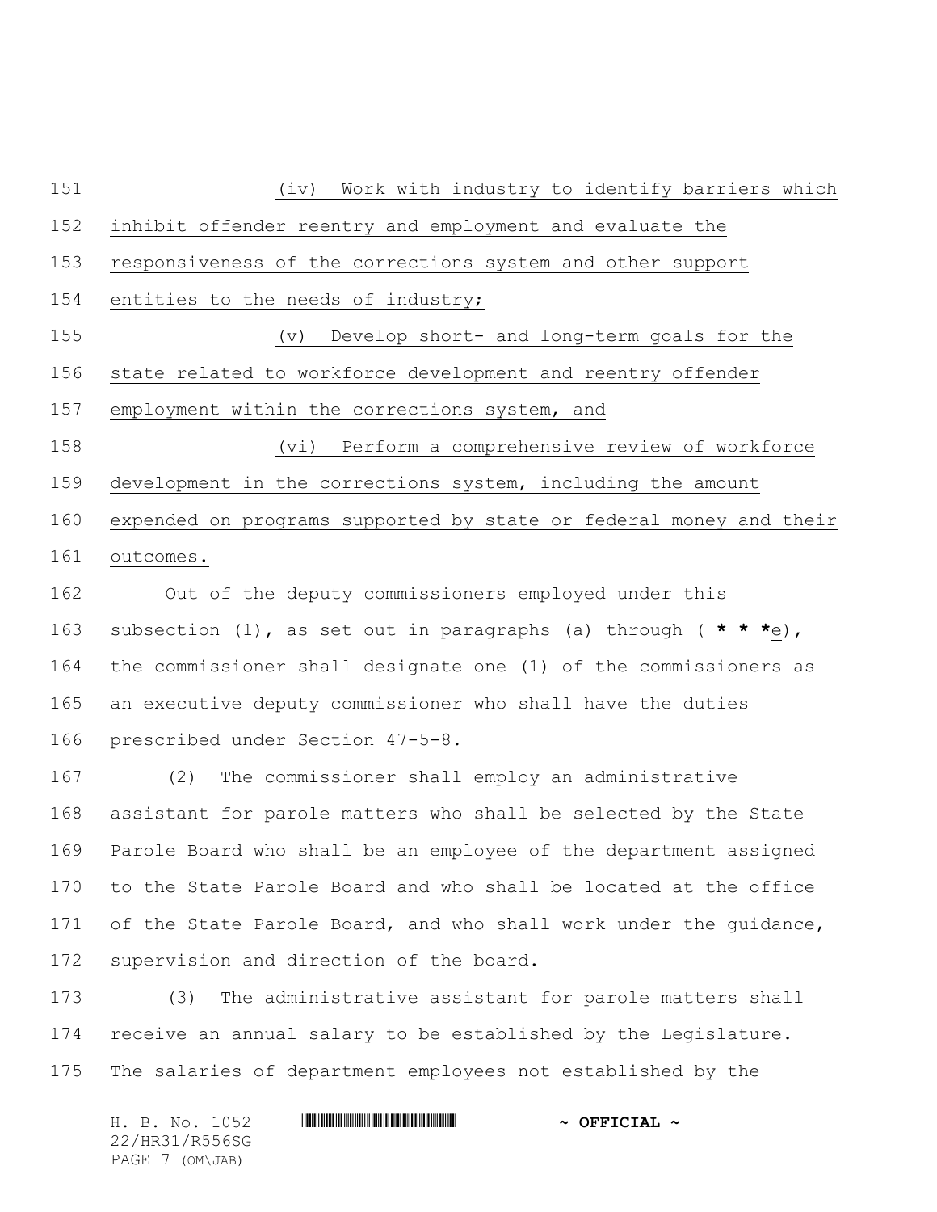(iv) Work with industry to identify barriers which inhibit offender reentry and employment and evaluate the responsiveness of the corrections system and other support entities to the needs of industry;

(v) Develop short- and long-term goals for the state related to workforce development and reentry offender employment within the corrections system, and

(vi) Perform a comprehensive review of workforce development in the corrections system, including the amount expended on programs supported by state or federal money and their outcomes.

Out of the deputy commissioners employed under this subsection (1), as set out in paragraphs (a) through ( **\* \* \***e), the commissioner shall designate one (1) of the commissioners as an executive deputy commissioner who shall have the duties prescribed under Section 47-5-8.

(2) The commissioner shall employ an administrative assistant for parole matters who shall be selected by the State Parole Board who shall be an employee of the department assigned to the State Parole Board and who shall be located at the office of the State Parole Board, and who shall work under the guidance, supervision and direction of the board.

(3) The administrative assistant for parole matters shall receive an annual salary to be established by the Legislature. The salaries of department employees not established by the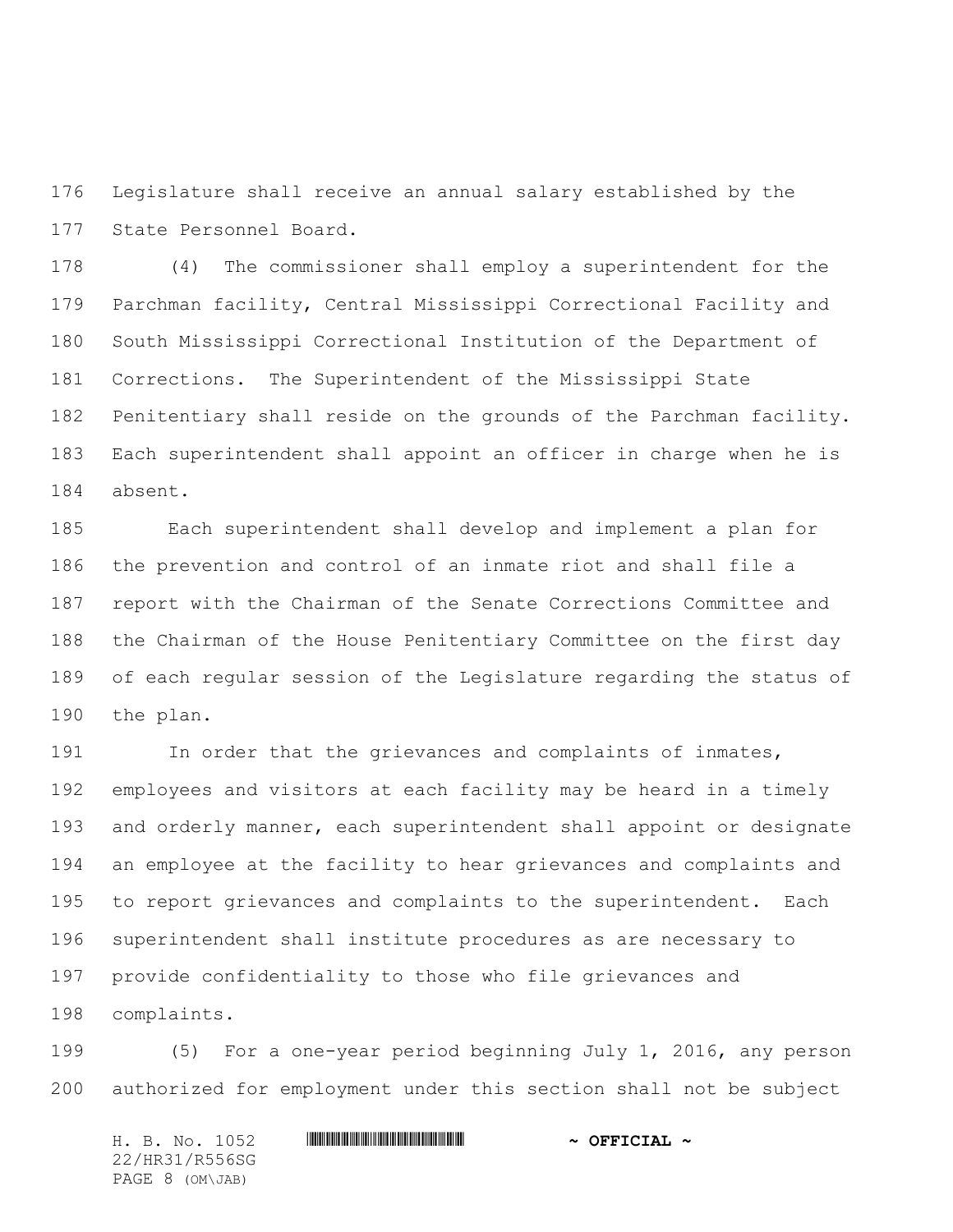Legislature shall receive an annual salary established by the State Personnel Board.

(4) The commissioner shall employ a superintendent for the Parchman facility, Central Mississippi Correctional Facility and South Mississippi Correctional Institution of the Department of Corrections. The Superintendent of the Mississippi State Penitentiary shall reside on the grounds of the Parchman facility. Each superintendent shall appoint an officer in charge when he is absent.

Each superintendent shall develop and implement a plan for the prevention and control of an inmate riot and shall file a report with the Chairman of the Senate Corrections Committee and the Chairman of the House Penitentiary Committee on the first day of each regular session of the Legislature regarding the status of the plan.

In order that the grievances and complaints of inmates, employees and visitors at each facility may be heard in a timely and orderly manner, each superintendent shall appoint or designate an employee at the facility to hear grievances and complaints and to report grievances and complaints to the superintendent. Each superintendent shall institute procedures as are necessary to provide confidentiality to those who file grievances and complaints.

(5) For a one-year period beginning July 1, 2016, any person authorized for employment under this section shall not be subject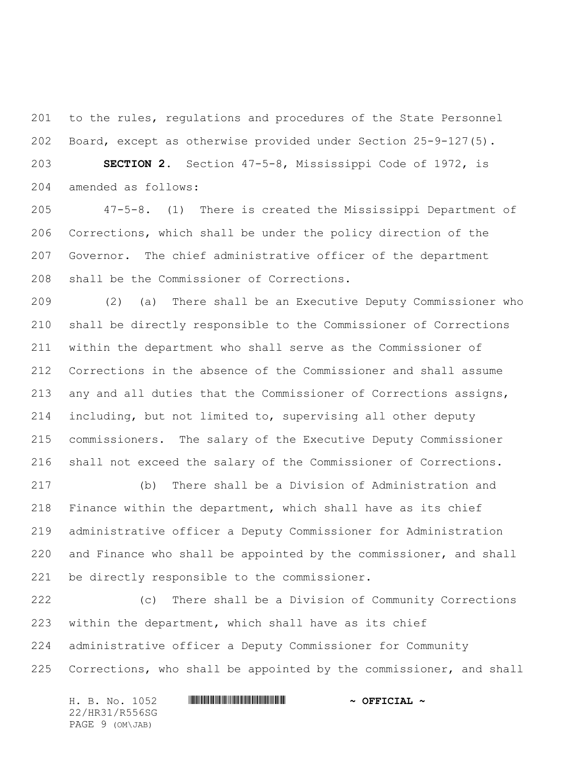to the rules, regulations and procedures of the State Personnel Board, except as otherwise provided under Section 25-9-127(5).

**SECTION 2.** Section 47-5-8, Mississippi Code of 1972, is amended as follows:

47-5-8. (1) There is created the Mississippi Department of Corrections, which shall be under the policy direction of the Governor. The chief administrative officer of the department shall be the Commissioner of Corrections.

(2) (a) There shall be an Executive Deputy Commissioner who shall be directly responsible to the Commissioner of Corrections within the department who shall serve as the Commissioner of Corrections in the absence of the Commissioner and shall assume any and all duties that the Commissioner of Corrections assigns, including, but not limited to, supervising all other deputy commissioners. The salary of the Executive Deputy Commissioner shall not exceed the salary of the Commissioner of Corrections.

(b) There shall be a Division of Administration and Finance within the department, which shall have as its chief administrative officer a Deputy Commissioner for Administration and Finance who shall be appointed by the commissioner, and shall be directly responsible to the commissioner.

(c) There shall be a Division of Community Corrections within the department, which shall have as its chief administrative officer a Deputy Commissioner for Community Corrections, who shall be appointed by the commissioner, and shall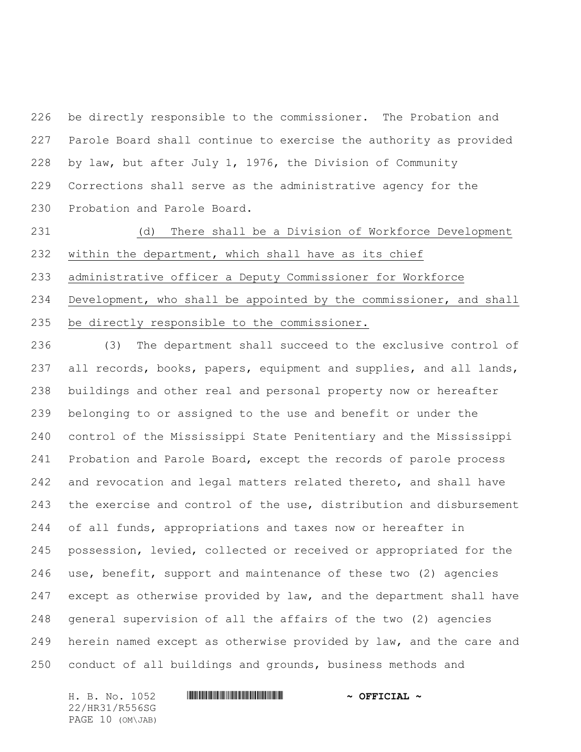be directly responsible to the commissioner. The Probation and Parole Board shall continue to exercise the authority as provided by law, but after July 1, 1976, the Division of Community Corrections shall serve as the administrative agency for the Probation and Parole Board.

(d) There shall be a Division of Workforce Development within the department, which shall have as its chief administrative officer a Deputy Commissioner for Workforce Development, who shall be appointed by the commissioner, and shall be directly responsible to the commissioner.

(3) The department shall succeed to the exclusive control of all records, books, papers, equipment and supplies, and all lands, buildings and other real and personal property now or hereafter belonging to or assigned to the use and benefit or under the control of the Mississippi State Penitentiary and the Mississippi Probation and Parole Board, except the records of parole process and revocation and legal matters related thereto, and shall have the exercise and control of the use, distribution and disbursement of all funds, appropriations and taxes now or hereafter in possession, levied, collected or received or appropriated for the use, benefit, support and maintenance of these two (2) agencies except as otherwise provided by law, and the department shall have general supervision of all the affairs of the two (2) agencies herein named except as otherwise provided by law, and the care and conduct of all buildings and grounds, business methods and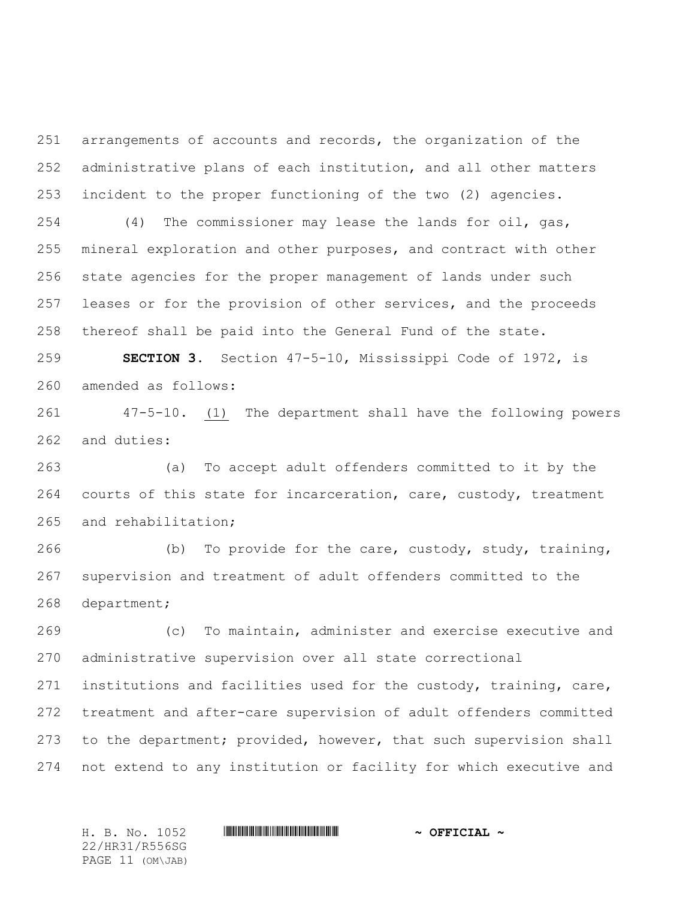arrangements of accounts and records, the organization of the administrative plans of each institution, and all other matters incident to the proper functioning of the two (2) agencies.

(4) The commissioner may lease the lands for oil, gas, mineral exploration and other purposes, and contract with other state agencies for the proper management of lands under such leases or for the provision of other services, and the proceeds thereof shall be paid into the General Fund of the state.

**SECTION 3.** Section 47-5-10, Mississippi Code of 1972, is amended as follows:

47-5-10. (1) The department shall have the following powers and duties:

(a) To accept adult offenders committed to it by the courts of this state for incarceration, care, custody, treatment and rehabilitation;

(b) To provide for the care, custody, study, training, supervision and treatment of adult offenders committed to the department;

(c) To maintain, administer and exercise executive and administrative supervision over all state correctional institutions and facilities used for the custody, training, care, treatment and after-care supervision of adult offenders committed to the department; provided, however, that such supervision shall not extend to any institution or facility for which executive and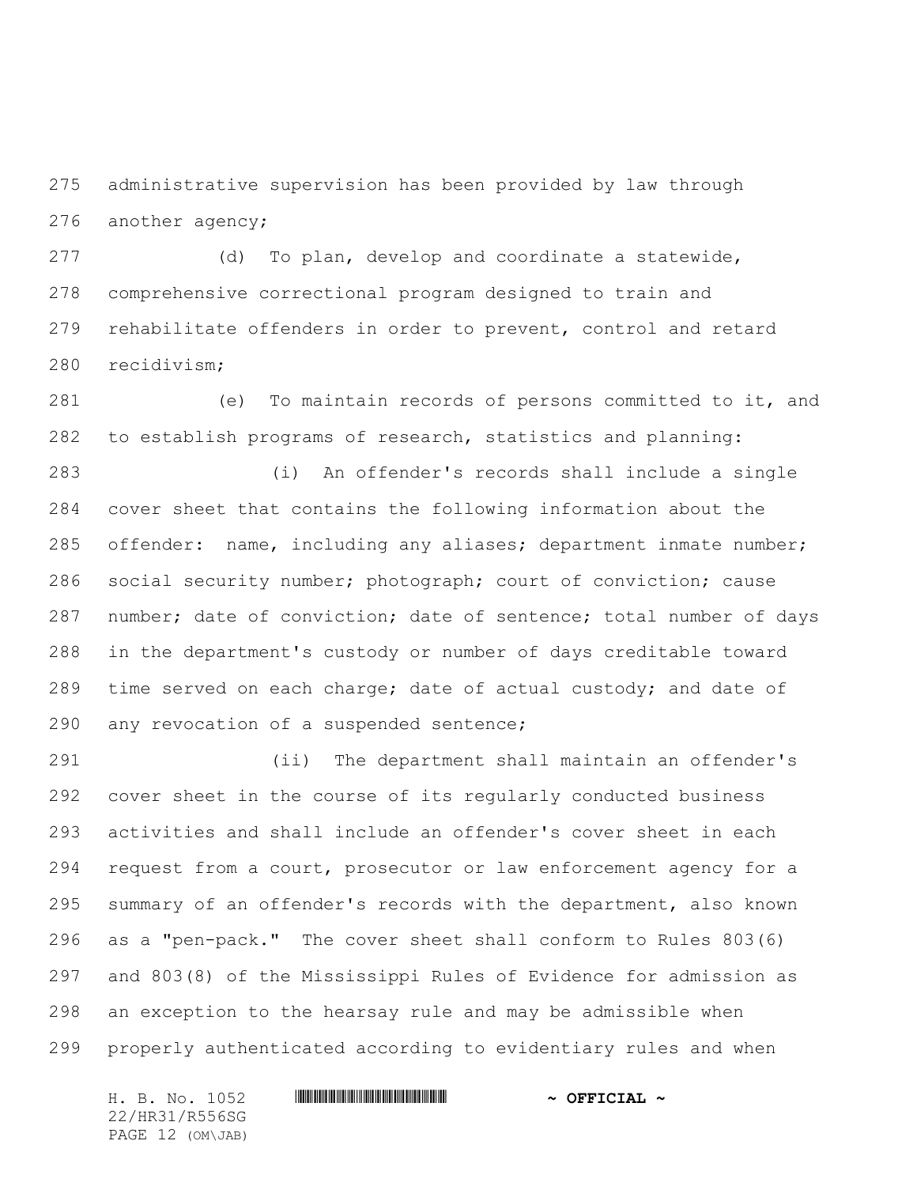administrative supervision has been provided by law through another agency;

(d) To plan, develop and coordinate a statewide, comprehensive correctional program designed to train and rehabilitate offenders in order to prevent, control and retard recidivism;

(e) To maintain records of persons committed to it, and to establish programs of research, statistics and planning:

(i) An offender's records shall include a single cover sheet that contains the following information about the offender: name, including any aliases; department inmate number; social security number; photograph; court of conviction; cause number; date of conviction; date of sentence; total number of days in the department's custody or number of days creditable toward time served on each charge; date of actual custody; and date of any revocation of a suspended sentence;

(ii) The department shall maintain an offender's cover sheet in the course of its regularly conducted business activities and shall include an offender's cover sheet in each request from a court, prosecutor or law enforcement agency for a summary of an offender's records with the department, also known as a "pen-pack." The cover sheet shall conform to Rules 803(6) and 803(8) of the Mississippi Rules of Evidence for admission as an exception to the hearsay rule and may be admissible when properly authenticated according to evidentiary rules and when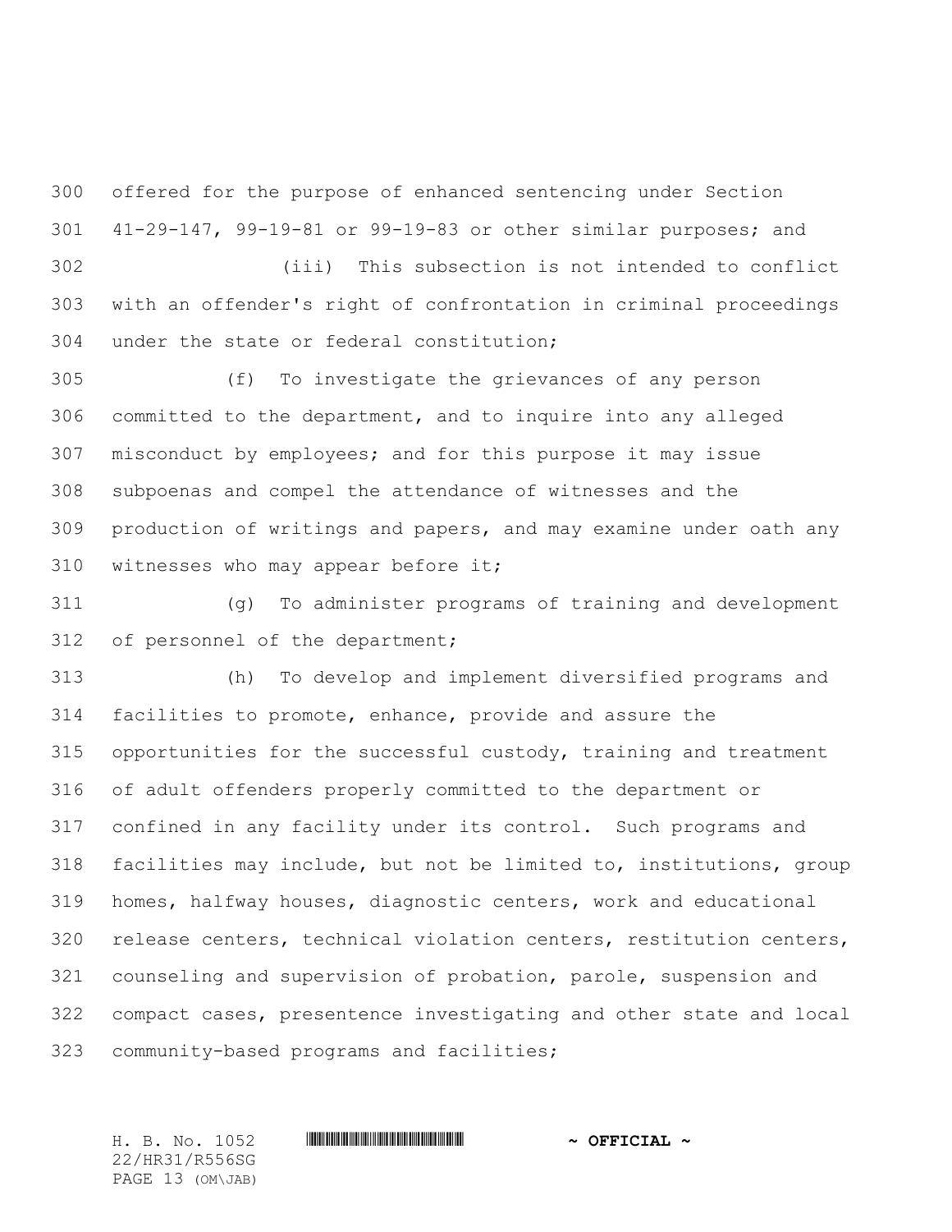offered for the purpose of enhanced sentencing under Section 41-29-147, 99-19-81 or 99-19-83 or other similar purposes; and

(iii) This subsection is not intended to conflict with an offender's right of confrontation in criminal proceedings under the state or federal constitution;

(f) To investigate the grievances of any person committed to the department, and to inquire into any alleged misconduct by employees; and for this purpose it may issue subpoenas and compel the attendance of witnesses and the production of writings and papers, and may examine under oath any witnesses who may appear before it;

(g) To administer programs of training and development of personnel of the department;

(h) To develop and implement diversified programs and facilities to promote, enhance, provide and assure the opportunities for the successful custody, training and treatment of adult offenders properly committed to the department or confined in any facility under its control. Such programs and facilities may include, but not be limited to, institutions, group homes, halfway houses, diagnostic centers, work and educational release centers, technical violation centers, restitution centers, counseling and supervision of probation, parole, suspension and compact cases, presentence investigating and other state and local community-based programs and facilities;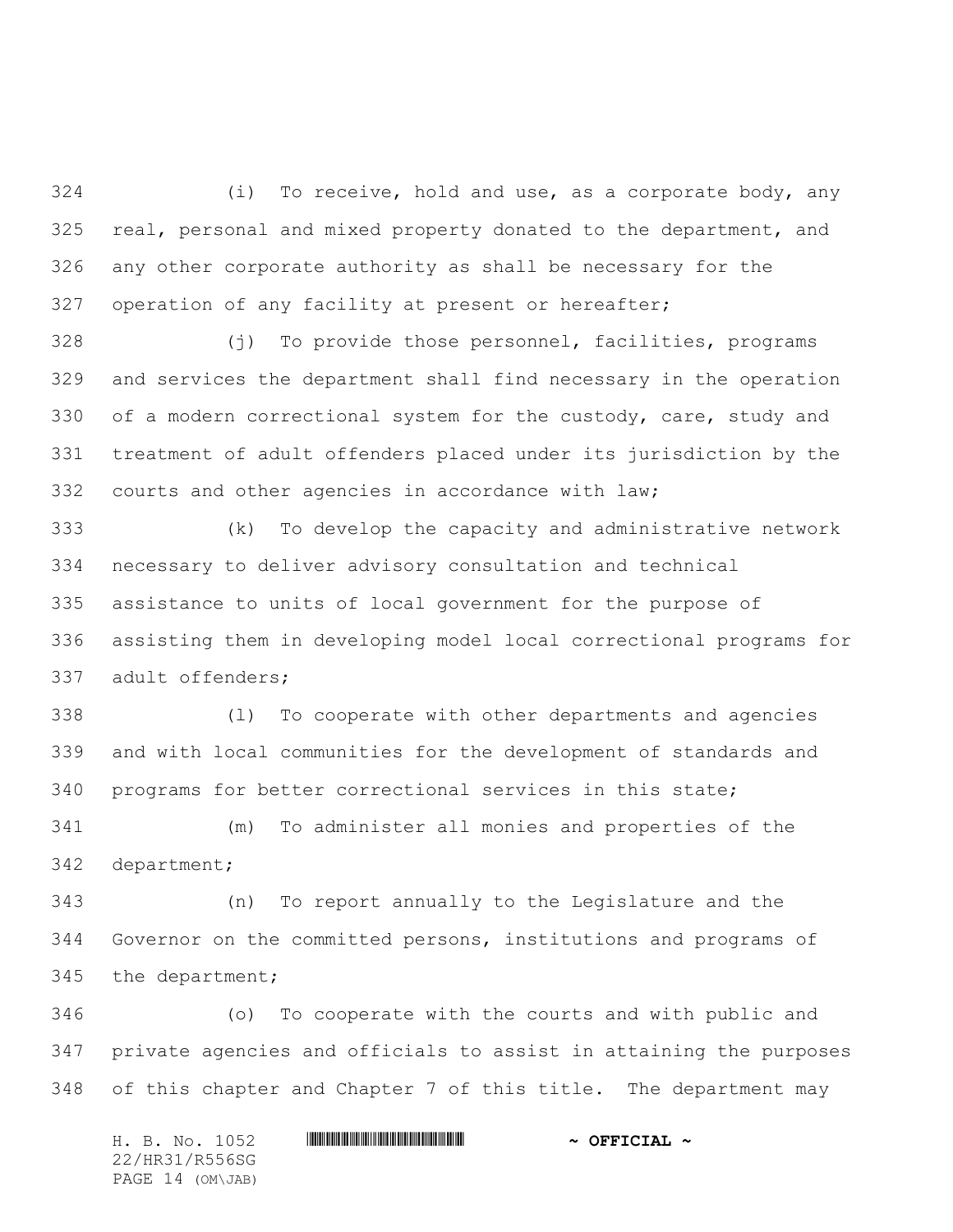(i) To receive, hold and use, as a corporate body, any real, personal and mixed property donated to the department, and any other corporate authority as shall be necessary for the operation of any facility at present or hereafter;

(j) To provide those personnel, facilities, programs and services the department shall find necessary in the operation of a modern correctional system for the custody, care, study and treatment of adult offenders placed under its jurisdiction by the courts and other agencies in accordance with law;

(k) To develop the capacity and administrative network necessary to deliver advisory consultation and technical assistance to units of local government for the purpose of assisting them in developing model local correctional programs for adult offenders;

(l) To cooperate with other departments and agencies and with local communities for the development of standards and programs for better correctional services in this state;

(m) To administer all monies and properties of the department;

(n) To report annually to the Legislature and the Governor on the committed persons, institutions and programs of the department;

(o) To cooperate with the courts and with public and private agencies and officials to assist in attaining the purposes of this chapter and Chapter 7 of this title. The department may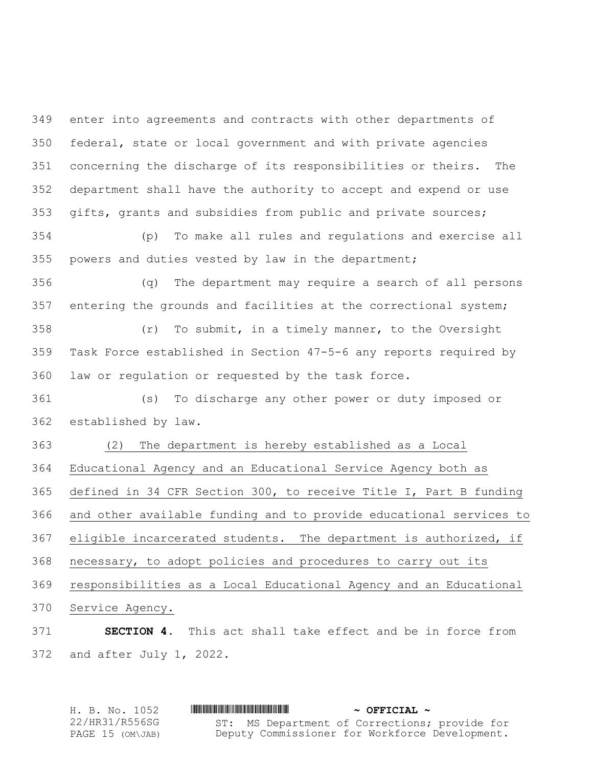enter into agreements and contracts with other departments of federal, state or local government and with private agencies concerning the discharge of its responsibilities or theirs. The department shall have the authority to accept and expend or use gifts, grants and subsidies from public and private sources;

(p) To make all rules and regulations and exercise all powers and duties vested by law in the department;

(q) The department may require a search of all persons entering the grounds and facilities at the correctional system;

(r) To submit, in a timely manner, to the Oversight Task Force established in Section 47-5-6 any reports required by law or regulation or requested by the task force.

(s) To discharge any other power or duty imposed or established by law.

(2) The department is hereby established as a Local Educational Agency and an Educational Service Agency both as defined in 34 CFR Section 300, to receive Title I, Part B funding and other available funding and to provide educational services to eligible incarcerated students. The department is authorized, if necessary, to adopt policies and procedures to carry out its responsibilities as a Local Educational Agency and an Educational Service Agency.

**SECTION 4.** This act shall take effect and be in force from and after July 1, 2022.